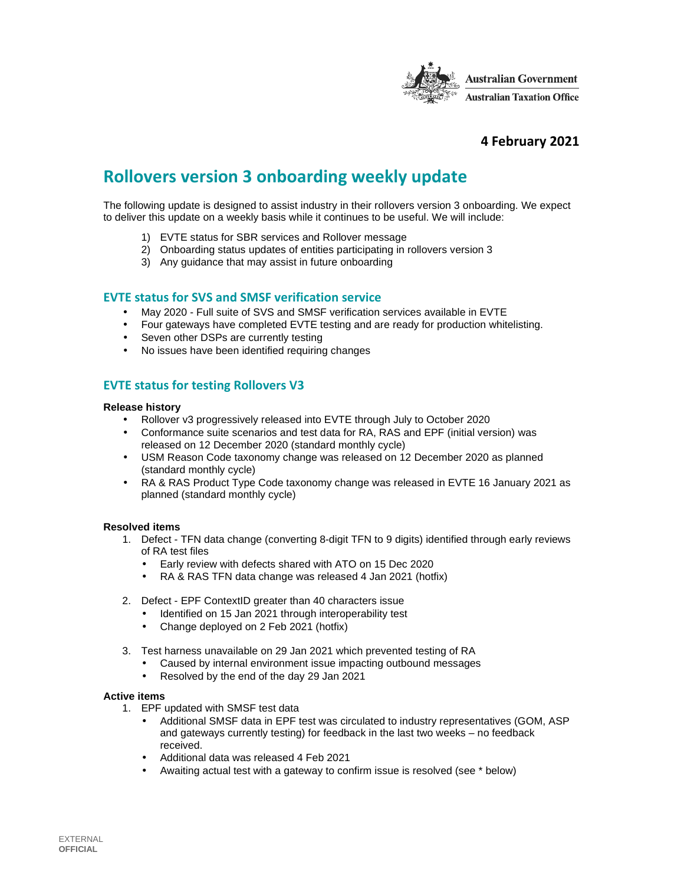Australian Government
Australian Taxation Office

**4 February 2021**

# Rollovers version 3 onboarding weekly update

The following update is designed to assist industry in their rollovers version 3 onboarding. We expect to deliver this update on a weekly basis while it continues to be useful. We will include:

1) EVTE status for SBR services and Rollover message
2) Onboarding status updates of entities participating in rollovers version 3
3) Any guidance that may assist in future onboarding

## EVTE status for SVS and SMSF verification service

- May 2020 - Full suite of SVS and SMSF verification services available in EVTE
- Four gateways have completed EVTE testing and are ready for production whitelisting.
- Seven other DSPs are currently testing
- No issues have been identified requiring changes

## EVTE status for testing Rollovers V3

**Release history**

- Rollover v3 progressively released into EVTE through July to October 2020
- Conformance suite scenarios and test data for RA, RAS and EPF (initial version) was released on 12 December 2020 (standard monthly cycle)
- USM Reason Code taxonomy change was released on 12 December 2020 as planned (standard monthly cycle)
- RA & RAS Product Type Code taxonomy change was released in EVTE 16 January 2021 as planned (standard monthly cycle)

**Resolved items**

1. Defect - TFN data change (converting 8-digit TFN to 9 digits) identified through early reviews of RA test files
   - Early review with defects shared with ATO on 15 Dec 2020
   - RA & RAS TFN data change was released 4 Jan 2021 (hotfix)

2. Defect - EPF ContextID greater than 40 characters issue
   - Identified on 15 Jan 2021 through interoperability test
   - Change deployed on 2 Feb 2021 (hotfix)

3. Test harness unavailable on 29 Jan 2021 which prevented testing of RA
   - Caused by internal environment issue impacting outbound messages
   - Resolved by the end of the day 29 Jan 2021

**Active items**

1. EPF updated with SMSF test data
   - Additional SMSF data in EPF test was circulated to industry representatives (GOM, ASP and gateways currently testing) for feedback in the last two weeks – no feedback received.
   - Additional data was released 4 Feb 2021
   - Awaiting actual test with a gateway to confirm issue is resolved (see * below)

EXTERNAL
**OFFICIAL**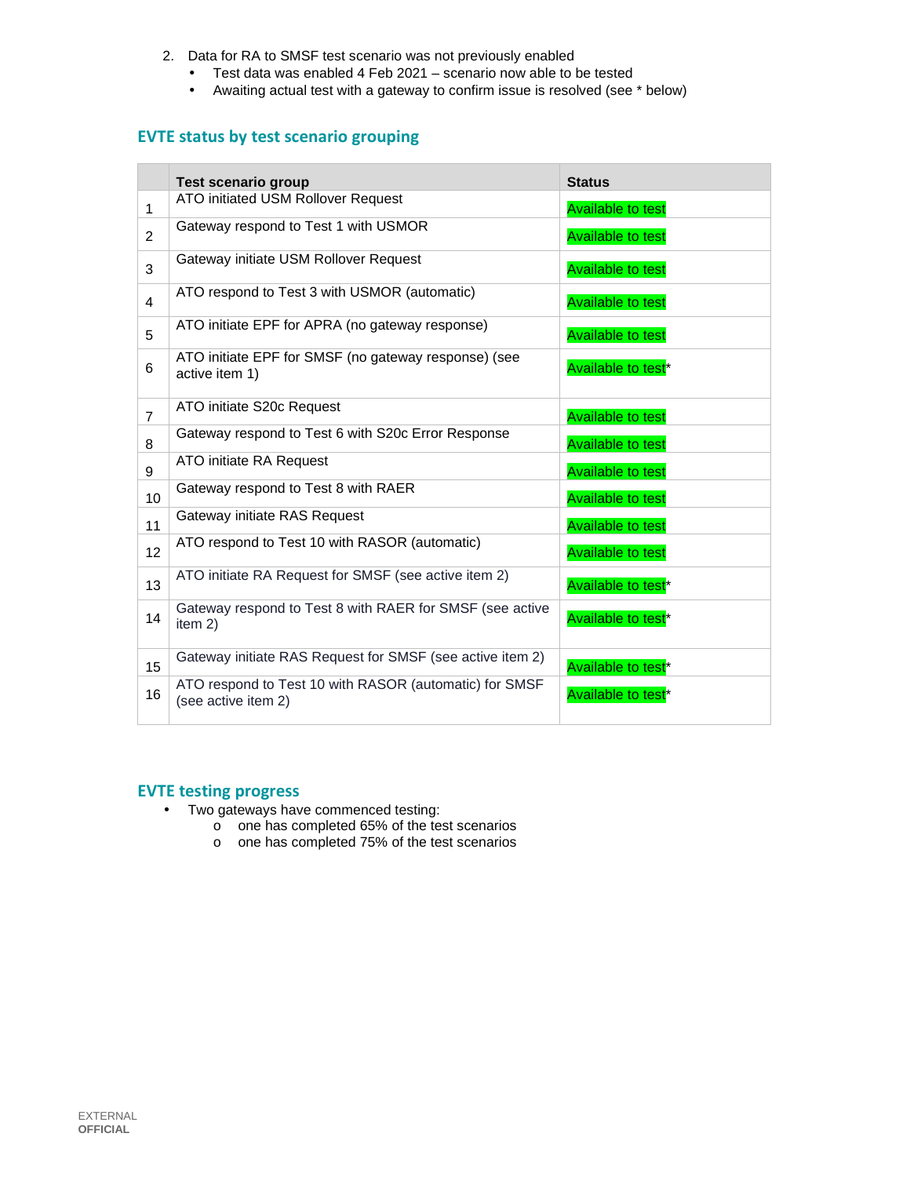2. Data for RA to SMSF test scenario was not previously enabled
   - Test data was enabled 4 Feb 2021 – scenario now able to be tested
   - Awaiting actual test with a gateway to confirm issue is resolved (see * below)

## EVTE status by test scenario grouping

| | Test scenario group | Status |
|---|---|---|
| 1 | ATO initiated USM Rollover Request | Available to test |
| 2 | Gateway respond to Test 1 with USMOR | Available to test |
| 3 | Gateway initiate USM Rollover Request | Available to test |
| 4 | ATO respond to Test 3 with USMOR (automatic) | Available to test |
| 5 | ATO initiate EPF for APRA (no gateway response) | Available to test |
| 6 | ATO initiate EPF for SMSF (no gateway response) (see active item 1) | Available to test* |
| 7 | ATO initiate S20c Request | Available to test |
| 8 | Gateway respond to Test 6 with S20c Error Response | Available to test |
| 9 | ATO initiate RA Request | Available to test |
| 10 | Gateway respond to Test 8 with RAER | Available to test |
| 11 | Gateway initiate RAS Request | Available to test |
| 12 | ATO respond to Test 10 with RASOR (automatic) | Available to test |
| 13 | ATO initiate RA Request for SMSF (see active item 2) | Available to test* |
| 14 | Gateway respond to Test 8 with RAER for SMSF (see active item 2) | Available to test* |
| 15 | Gateway initiate RAS Request for SMSF (see active item 2) | Available to test* |
| 16 | ATO respond to Test 10 with RASOR (automatic) for SMSF (see active item 2) | Available to test* |

## EVTE testing progress

- Two gateways have commenced testing:
  - one has completed 65% of the test scenarios
  - one has completed 75% of the test scenarios